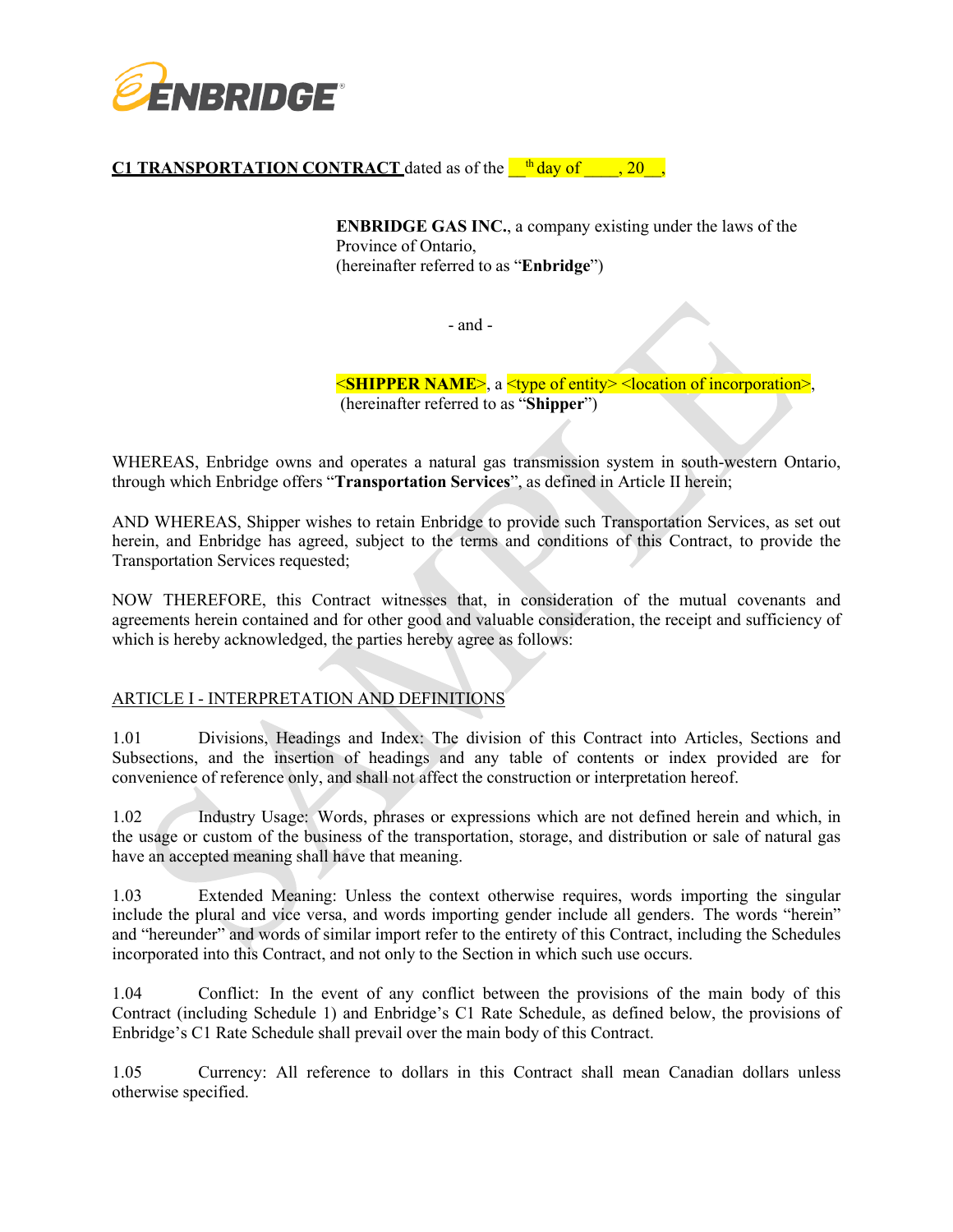**C1 TRANSPORTATION CONTRACT** dated as of the __th day of ____, 20__,

**ENBRIDGE GAS INC.**, a company existing under the laws of the Province of Ontario,
(hereinafter referred to as "**Enbridge**")

- and -

<**SHIPPER NAME**>, a <type of entity> <location of incorporation>,
(hereinafter referred to as "**Shipper**")

WHEREAS, Enbridge owns and operates a natural gas transmission system in south-western Ontario, through which Enbridge offers "**Transportation Services**", as defined in Article II herein;

AND WHEREAS, Shipper wishes to retain Enbridge to provide such Transportation Services, as set out herein, and Enbridge has agreed, subject to the terms and conditions of this Contract, to provide the Transportation Services requested;

NOW THEREFORE, this Contract witnesses that, in consideration of the mutual covenants and agreements herein contained and for other good and valuable consideration, the receipt and sufficiency of which is hereby acknowledged, the parties hereby agree as follows:

## ARTICLE I - INTERPRETATION AND DEFINITIONS

1.01 Divisions, Headings and Index: The division of this Contract into Articles, Sections and Subsections, and the insertion of headings and any table of contents or index provided are for convenience of reference only, and shall not affect the construction or interpretation hereof.

1.02 Industry Usage: Words, phrases or expressions which are not defined herein and which, in the usage or custom of the business of the transportation, storage, and distribution or sale of natural gas have an accepted meaning shall have that meaning.

1.03 Extended Meaning: Unless the context otherwise requires, words importing the singular include the plural and vice versa, and words importing gender include all genders. The words "herein" and "hereunder" and words of similar import refer to the entirety of this Contract, including the Schedules incorporated into this Contract, and not only to the Section in which such use occurs.

1.04 Conflict: In the event of any conflict between the provisions of the main body of this Contract (including Schedule 1) and Enbridge's C1 Rate Schedule, as defined below, the provisions of Enbridge's C1 Rate Schedule shall prevail over the main body of this Contract.

1.05 Currency: All reference to dollars in this Contract shall mean Canadian dollars unless otherwise specified.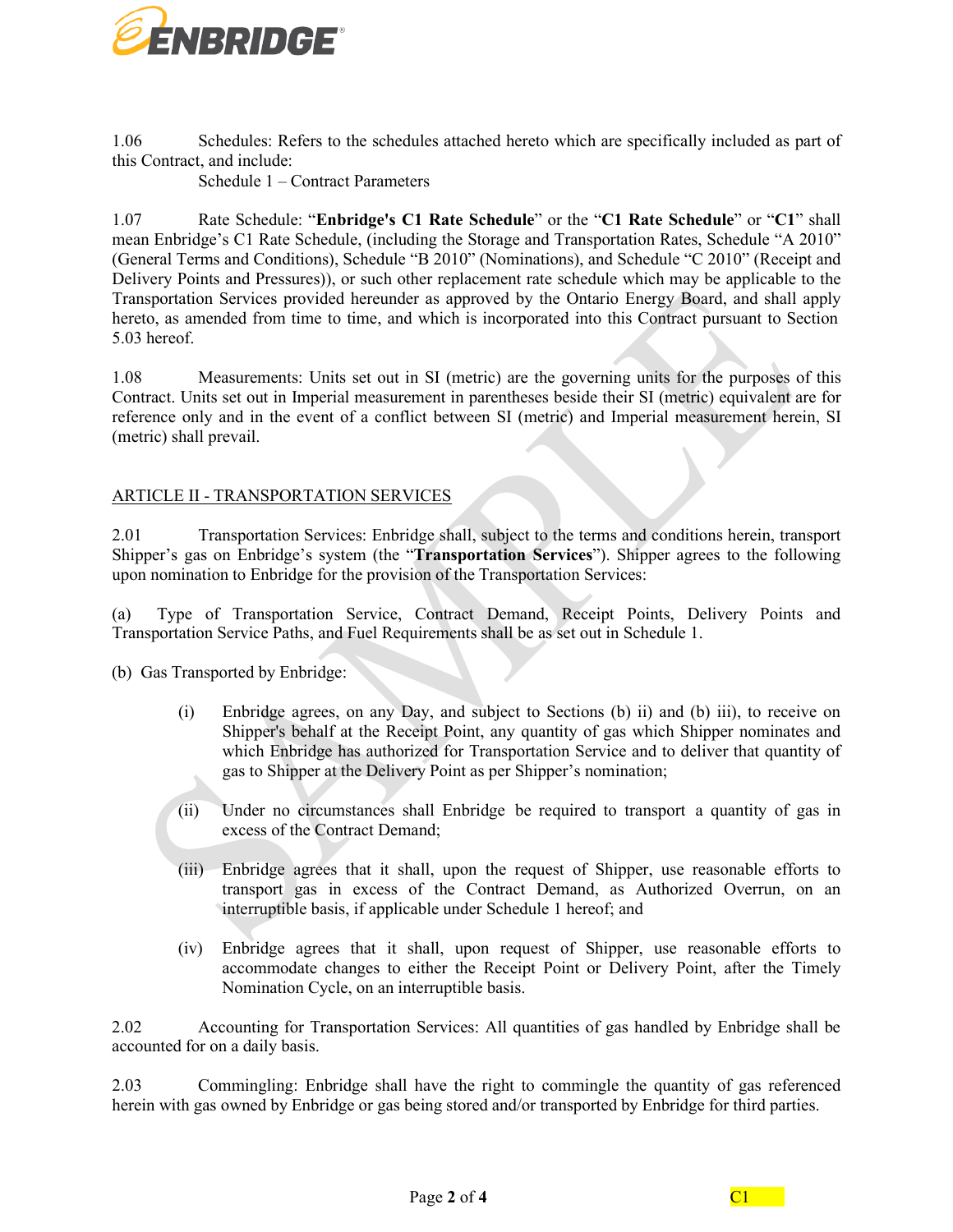1.06 Schedules: Refers to the schedules attached hereto which are specifically included as part of this Contract, and include:

Schedule 1 – Contract Parameters

1.07 Rate Schedule: "**Enbridge's C1 Rate Schedule**" or the "**C1 Rate Schedule**" or "**C1**" shall mean Enbridge's C1 Rate Schedule, (including the Storage and Transportation Rates, Schedule "A 2010" (General Terms and Conditions), Schedule "B 2010" (Nominations), and Schedule "C 2010" (Receipt and Delivery Points and Pressures)), or such other replacement rate schedule which may be applicable to the Transportation Services provided hereunder as approved by the Ontario Energy Board, and shall apply hereto, as amended from time to time, and which is incorporated into this Contract pursuant to Section 5.03 hereof.

1.08 Measurements: Units set out in SI (metric) are the governing units for the purposes of this Contract. Units set out in Imperial measurement in parentheses beside their SI (metric) equivalent are for reference only and in the event of a conflict between SI (metric) and Imperial measurement herein, SI (metric) shall prevail.

<u>ARTICLE II - TRANSPORTATION SERVICES</u>

2.01 Transportation Services: Enbridge shall, subject to the terms and conditions herein, transport Shipper's gas on Enbridge's system (the "**Transportation Services**"). Shipper agrees to the following upon nomination to Enbridge for the provision of the Transportation Services:

(a) Type of Transportation Service, Contract Demand, Receipt Points, Delivery Points and Transportation Service Paths, and Fuel Requirements shall be as set out in Schedule 1.

(b) Gas Transported by Enbridge:

(i) Enbridge agrees, on any Day, and subject to Sections (b) ii) and (b) iii), to receive on Shipper's behalf at the Receipt Point, any quantity of gas which Shipper nominates and which Enbridge has authorized for Transportation Service and to deliver that quantity of gas to Shipper at the Delivery Point as per Shipper's nomination;

(ii) Under no circumstances shall Enbridge be required to transport a quantity of gas in excess of the Contract Demand;

(iii) Enbridge agrees that it shall, upon the request of Shipper, use reasonable efforts to transport gas in excess of the Contract Demand, as Authorized Overrun, on an interruptible basis, if applicable under Schedule 1 hereof; and

(iv) Enbridge agrees that it shall, upon request of Shipper, use reasonable efforts to accommodate changes to either the Receipt Point or Delivery Point, after the Timely Nomination Cycle, on an interruptible basis.

2.02 Accounting for Transportation Services: All quantities of gas handled by Enbridge shall be accounted for on a daily basis.

2.03 Commingling: Enbridge shall have the right to commingle the quantity of gas referenced herein with gas owned by Enbridge or gas being stored and/or transported by Enbridge for third parties.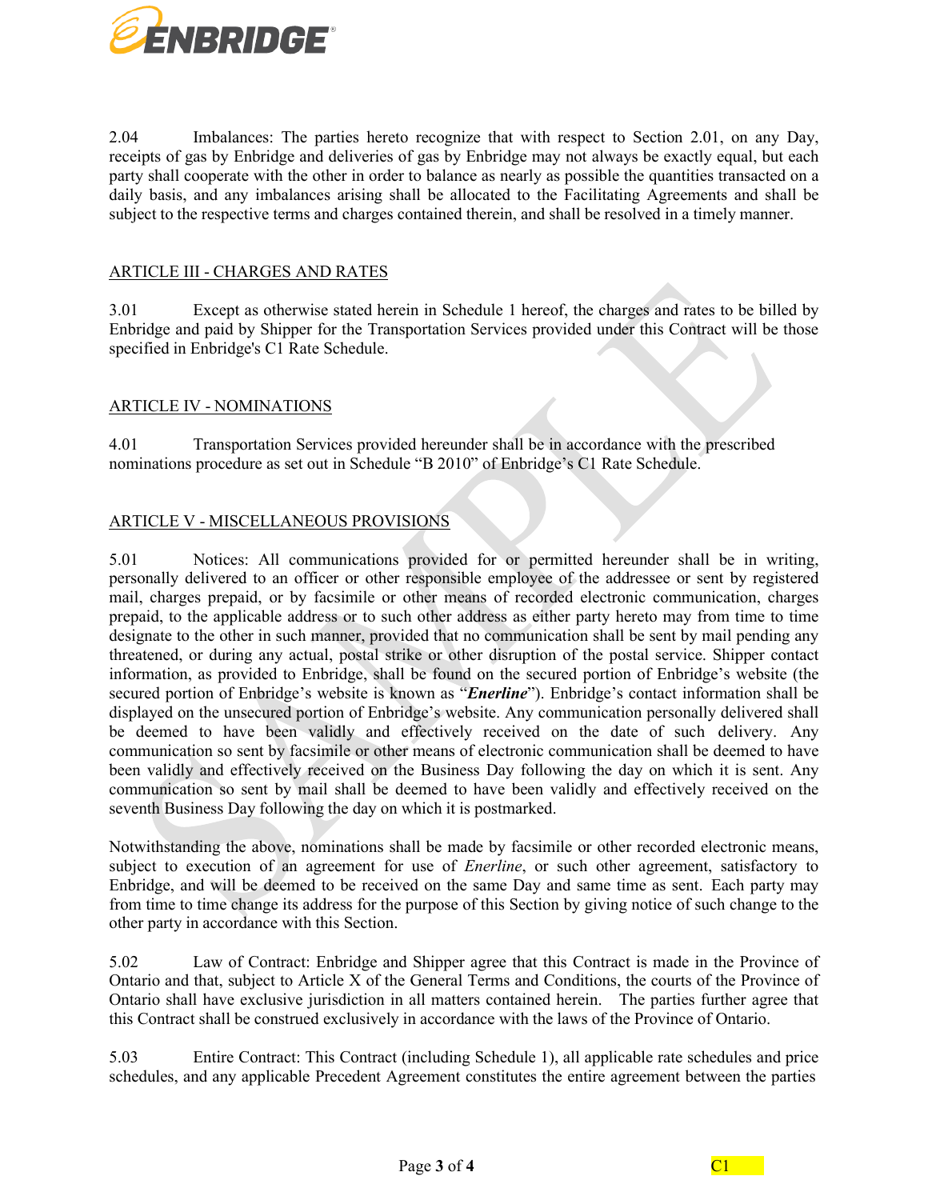2.04 Imbalances: The parties hereto recognize that with respect to Section 2.01, on any Day, receipts of gas by Enbridge and deliveries of gas by Enbridge may not always be exactly equal, but each party shall cooperate with the other in order to balance as nearly as possible the quantities transacted on a daily basis, and any imbalances arising shall be allocated to the Facilitating Agreements and shall be subject to the respective terms and charges contained therein, and shall be resolved in a timely manner.

## ARTICLE III - CHARGES AND RATES

3.01 Except as otherwise stated herein in Schedule 1 hereof, the charges and rates to be billed by Enbridge and paid by Shipper for the Transportation Services provided under this Contract will be those specified in Enbridge's C1 Rate Schedule.

## ARTICLE IV - NOMINATIONS

4.01 Transportation Services provided hereunder shall be in accordance with the prescribed nominations procedure as set out in Schedule "B 2010" of Enbridge's C1 Rate Schedule.

## ARTICLE V - MISCELLANEOUS PROVISIONS

5.01 Notices: All communications provided for or permitted hereunder shall be in writing, personally delivered to an officer or other responsible employee of the addressee or sent by registered mail, charges prepaid, or by facsimile or other means of recorded electronic communication, charges prepaid, to the applicable address or to such other address as either party hereto may from time to time designate to the other in such manner, provided that no communication shall be sent by mail pending any threatened, or during any actual, postal strike or other disruption of the postal service. Shipper contact information, as provided to Enbridge, shall be found on the secured portion of Enbridge's website (the secured portion of Enbridge's website is known as "***Enerline***"). Enbridge's contact information shall be displayed on the unsecured portion of Enbridge's website. Any communication personally delivered shall be deemed to have been validly and effectively received on the date of such delivery. Any communication so sent by facsimile or other means of electronic communication shall be deemed to have been validly and effectively received on the Business Day following the day on which it is sent. Any communication so sent by mail shall be deemed to have been validly and effectively received on the seventh Business Day following the day on which it is postmarked.

Notwithstanding the above, nominations shall be made by facsimile or other recorded electronic means, subject to execution of an agreement for use of *Enerline*, or such other agreement, satisfactory to Enbridge, and will be deemed to be received on the same Day and same time as sent. Each party may from time to time change its address for the purpose of this Section by giving notice of such change to the other party in accordance with this Section.

5.02 Law of Contract: Enbridge and Shipper agree that this Contract is made in the Province of Ontario and that, subject to Article X of the General Terms and Conditions, the courts of the Province of Ontario shall have exclusive jurisdiction in all matters contained herein. The parties further agree that this Contract shall be construed exclusively in accordance with the laws of the Province of Ontario.

5.03 Entire Contract: This Contract (including Schedule 1), all applicable rate schedules and price schedules, and any applicable Precedent Agreement constitutes the entire agreement between the parties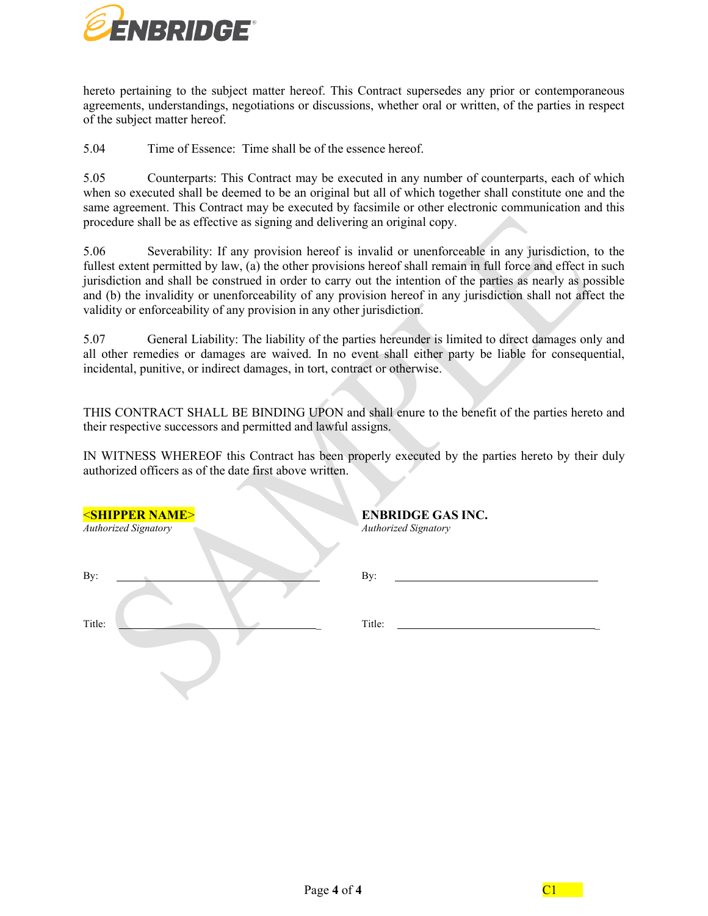hereto pertaining to the subject matter hereof. This Contract supersedes any prior or contemporaneous agreements, understandings, negotiations or discussions, whether oral or written, of the parties in respect of the subject matter hereof.

5.04 Time of Essence: Time shall be of the essence hereof.

5.05 Counterparts: This Contract may be executed in any number of counterparts, each of which when so executed shall be deemed to be an original but all of which together shall constitute one and the same agreement. This Contract may be executed by facsimile or other electronic communication and this procedure shall be as effective as signing and delivering an original copy.

5.06 Severability: If any provision hereof is invalid or unenforceable in any jurisdiction, to the fullest extent permitted by law, (a) the other provisions hereof shall remain in full force and effect in such jurisdiction and shall be construed in order to carry out the intention of the parties as nearly as possible and (b) the invalidity or unenforceability of any provision hereof in any jurisdiction shall not affect the validity or enforceability of any provision in any other jurisdiction.

5.07 General Liability: The liability of the parties hereunder is limited to direct damages only and all other remedies or damages are waived. In no event shall either party be liable for consequential, incidental, punitive, or indirect damages, in tort, contract or otherwise.

THIS CONTRACT SHALL BE BINDING UPON and shall enure to the benefit of the parties hereto and their respective successors and permitted and lawful assigns.

IN WITNESS WHEREOF this Contract has been properly executed by the parties hereto by their duly authorized officers as of the date first above written.

| **<SHIPPER NAME>** | **ENBRIDGE GAS INC.** |
|---|---|
| *Authorized Signatory* | *Authorized Signatory* |
| By: \_\_\_\_\_\_\_\_\_\_\_\_\_\_\_\_\_\_\_\_\_\_\_\_\_\_\_\_\_\_ | By: \_\_\_\_\_\_\_\_\_\_\_\_\_\_\_\_\_\_\_\_\_\_\_\_\_\_\_\_\_\_ |
| Title: \_\_\_\_\_\_\_\_\_\_\_\_\_\_\_\_\_\_\_\_\_\_\_\_\_\_\_\_\_\_ | Title: \_\_\_\_\_\_\_\_\_\_\_\_\_\_\_\_\_\_\_\_\_\_\_\_\_\_\_\_\_\_ |

C1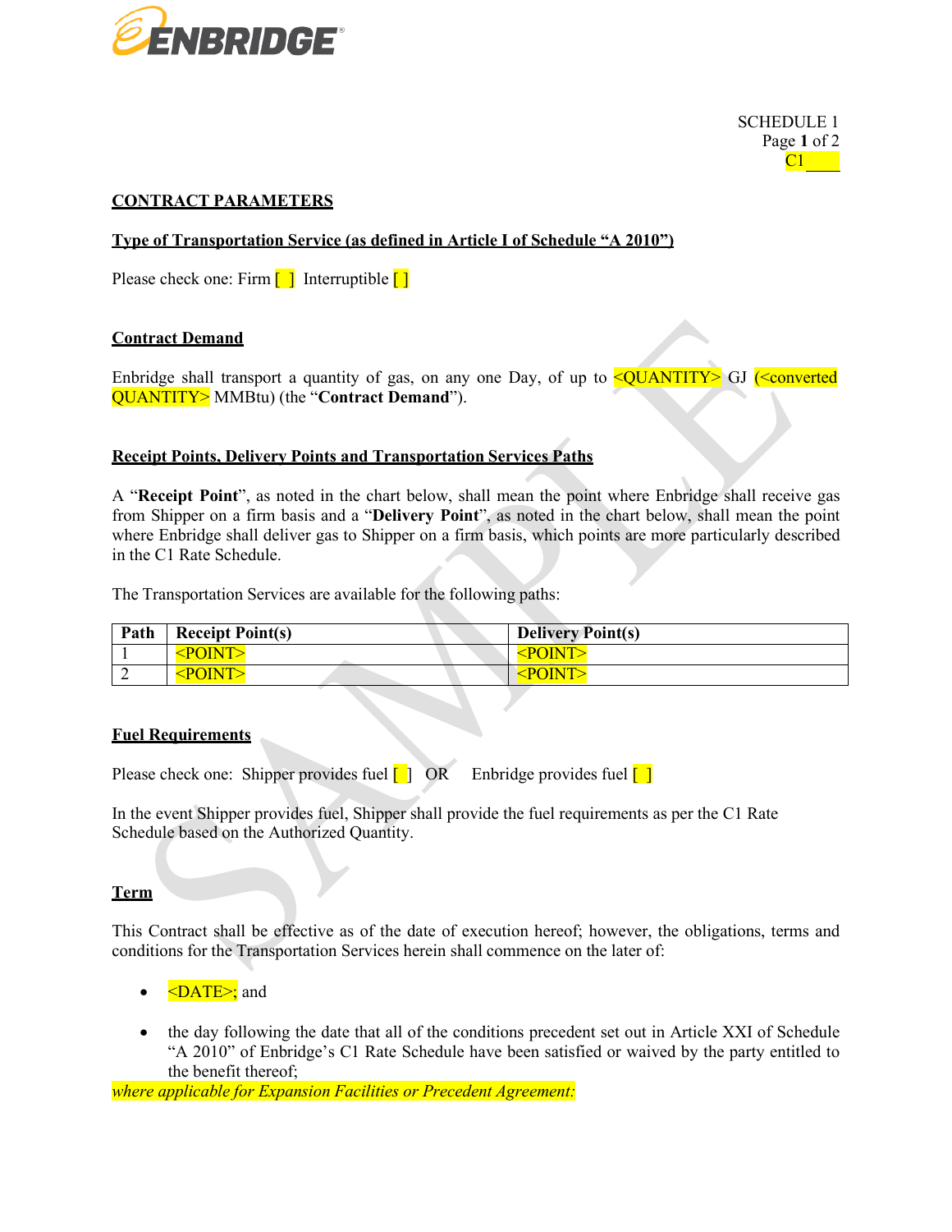SCHEDULE 1
Page **1** of 2
C1 ____

**CONTRACT PARAMETERS**

**Type of Transportation Service (as defined in Article I of Schedule "A 2010")**

Please check one: Firm [ ] Interruptible [ ]

**Contract Demand**

Enbridge shall transport a quantity of gas, on any one Day, of up to <QUANTITY> GJ (<converted QUANTITY> MMBtu) (the "**Contract Demand**").

**Receipt Points, Delivery Points and Transportation Services Paths**

A "**Receipt Point**", as noted in the chart below, shall mean the point where Enbridge shall receive gas from Shipper on a firm basis and a "**Delivery Point**", as noted in the chart below, shall mean the point where Enbridge shall deliver gas to Shipper on a firm basis, which points are more particularly described in the C1 Rate Schedule.

The Transportation Services are available for the following paths:

| Path | Receipt Point(s) | Delivery Point(s) |
|---|---|---|
| 1 | <POINT> | <POINT> |
| 2 | <POINT> | <POINT> |

**Fuel Requirements**

Please check one: Shipper provides fuel [ ] OR Enbridge provides fuel [ ]

In the event Shipper provides fuel, Shipper shall provide the fuel requirements as per the C1 Rate Schedule based on the Authorized Quantity.

**Term**

This Contract shall be effective as of the date of execution hereof; however, the obligations, terms and conditions for the Transportation Services herein shall commence on the later of:

- <DATE>; and
- the day following the date that all of the conditions precedent set out in Article XXI of Schedule "A 2010" of Enbridge's C1 Rate Schedule have been satisfied or waived by the party entitled to the benefit thereof;

*where applicable for Expansion Facilities or Precedent Agreement:*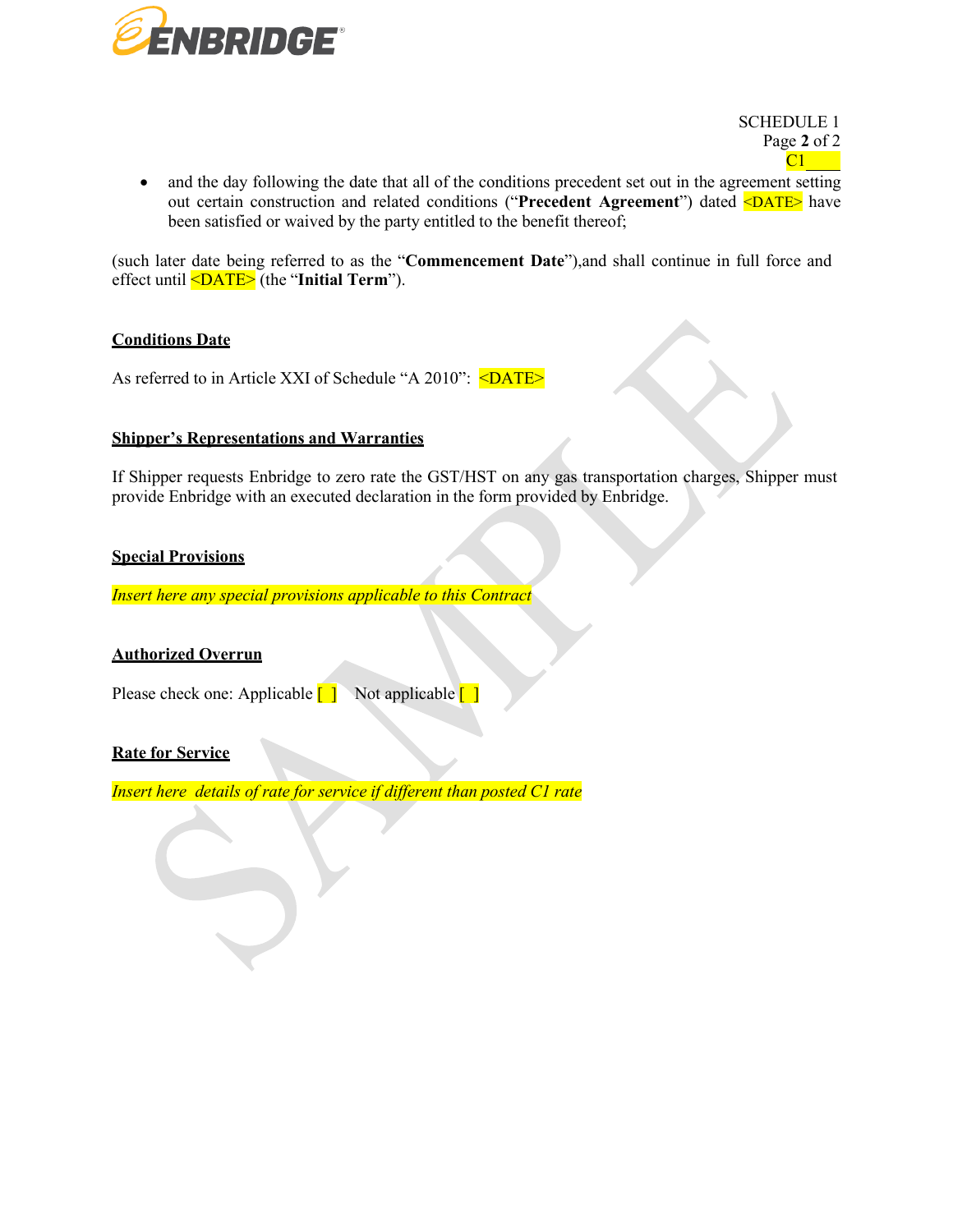- and the day following the date that all of the conditions precedent set out in the agreement setting out certain construction and related conditions ("**Precedent Agreement**") dated <DATE> have been satisfied or waived by the party entitled to the benefit thereof;

(such later date being referred to as the "**Commencement Date**"),and shall continue in full force and effect until <DATE> (the "**Initial Term**").

**Conditions Date**

As referred to in Article XXI of Schedule "A 2010": <DATE>

**Shipper's Representations and Warranties**

If Shipper requests Enbridge to zero rate the GST/HST on any gas transportation charges, Shipper must provide Enbridge with an executed declaration in the form provided by Enbridge.

**Special Provisions**

*Insert here any special provisions applicable to this Contract*

**Authorized Overrun**

Please check one: Applicable [ ]   Not applicable [ ]

**Rate for Service**

*Insert here details of rate for service if different than posted C1 rate*